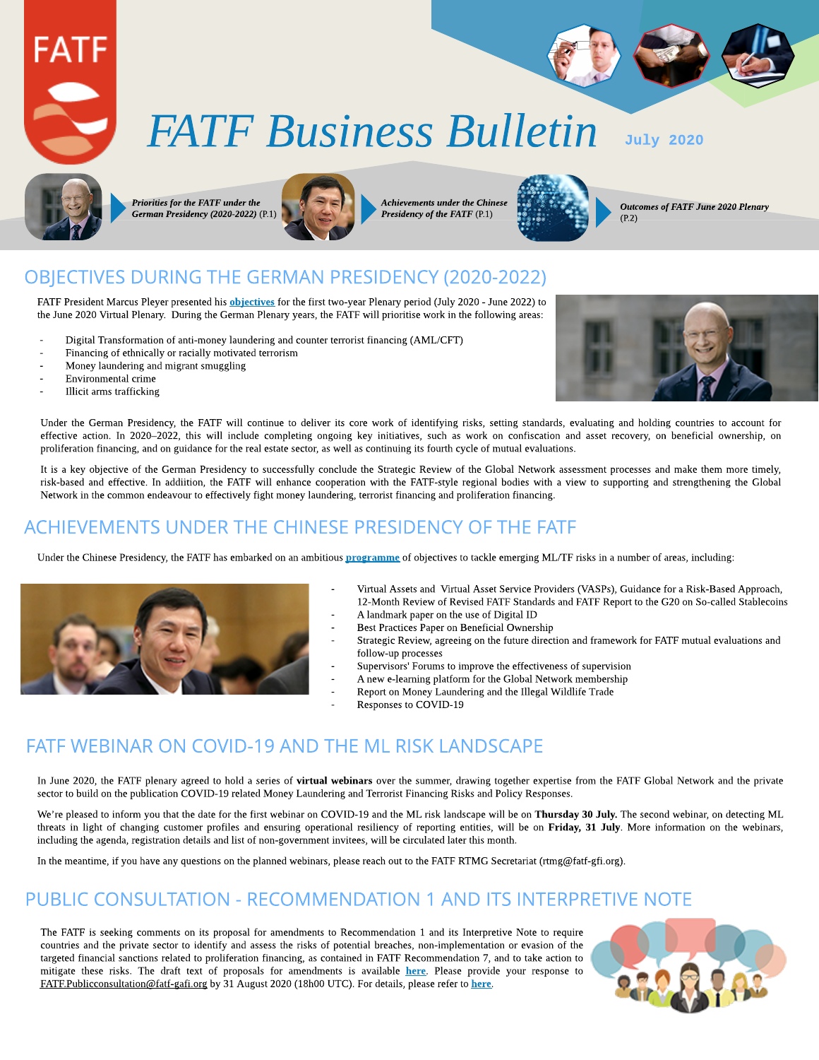# FATF Business Bulletin

July 2020

*Priorities for the FATF under the German Presidency (2020-2022)* (P.1)

*Achievements under the Chinese Presidency of the FATF* (P.1)

*Outcomes of FATF June 2020 Plenary* (P.2)

## OBJECTIVES DURING THE GERMAN PRESIDENCY (2020-2022)

FATF President Marcus Pleyer presented his **objectives** for the first two-year Plenary period (July 2020 - June 2022) to the June 2020 Virtual Plenary. During the German Plenary years, the FATF will prioritise work in the following areas:

- Digital Transformation of anti-money laundering and counter terrorist financing (AML/CFT)
- Financing of ethnically or racially motivated terrorism
- Money laundering and migrant smuggling
- Environmental crime
- Illicit arms trafficking

Under the German Presidency, the FATF will continue to deliver its core work of identifying risks, setting standards, evaluating and holding countries to account for effective action. In 2020–2022, this will include completing ongoing key initiatives, such as work on confiscation and asset recovery, on beneficial ownership, on proliferation financing, and on guidance for the real estate sector, as well as continuing its fourth cycle of mutual evaluations.

It is a key objective of the German Presidency to successfully conclude the Strategic Review of the Global Network assessment processes and make them more timely, risk-based and effective. In addiition, the FATF will enhance cooperation with the FATF-style regional bodies with a view to supporting and strengthening the Global Network in the common endeavour to effectively fight money laundering, terrorist financing and proliferation financing.

## ACHIEVEMENTS UNDER THE CHINESE PRESIDENCY OF THE FATF

Under the Chinese Presidency, the FATF has embarked on an ambitious **programme** of objectives to tackle emerging ML/TF risks in a number of areas, including:

- Virtual Assets and Virtual Asset Service Providers (VASPs), Guidance for a Risk-Based Approach, 12-Month Review of Revised FATF Standards and FATF Report to the G20 on So-called Stablecoins
- A landmark paper on the use of Digital ID
- Best Practices Paper on Beneficial Ownership
- Strategic Review, agreeing on the future direction and framework for FATF mutual evaluations and follow-up processes
- Supervisors' Forums to improve the effectiveness of supervision
- A new e-learning platform for the Global Network membership
- Report on Money Laundering and the Illegal Wildlife Trade
- Responses to COVID-19

## FATF WEBINAR ON COVID-19 AND THE ML RISK LANDSCAPE

In June 2020, the FATF plenary agreed to hold a series of **virtual webinars** over the summer, drawing together expertise from the FATF Global Network and the private sector to build on the publication COVID-19 related Money Laundering and Terrorist Financing Risks and Policy Responses.

We're pleased to inform you that the date for the first webinar on COVID-19 and the ML risk landscape will be on **Thursday 30 July.** The second webinar, on detecting ML threats in light of changing customer profiles and ensuring operational resiliency of reporting entities, will be on **Friday, 31 July**. More information on the webinars, including the agenda, registration details and list of non-government invitees, will be circulated later this month.

In the meantime, if you have any questions on the planned webinars, please reach out to the FATF RTMG Secretariat (rtmg@fatf-gfi.org).

## PUBLIC CONSULTATION - RECOMMENDATION 1 AND ITS INTERPRETIVE NOTE

The FATF is seeking comments on its proposal for amendments to Recommendation 1 and its Interpretive Note to require countries and the private sector to identify and assess the risks of potential breaches, non-implementation or evasion of the targeted financial sanctions related to proliferation financing, as contained in FATF Recommendation 7, and to take action to mitigate these risks. The draft text of proposals for amendments is available **here**. Please provide your response to FATF.Publicconsultation@fatf-gafi.org by 31 August 2020 (18h00 UTC). For details, please refer to **here**.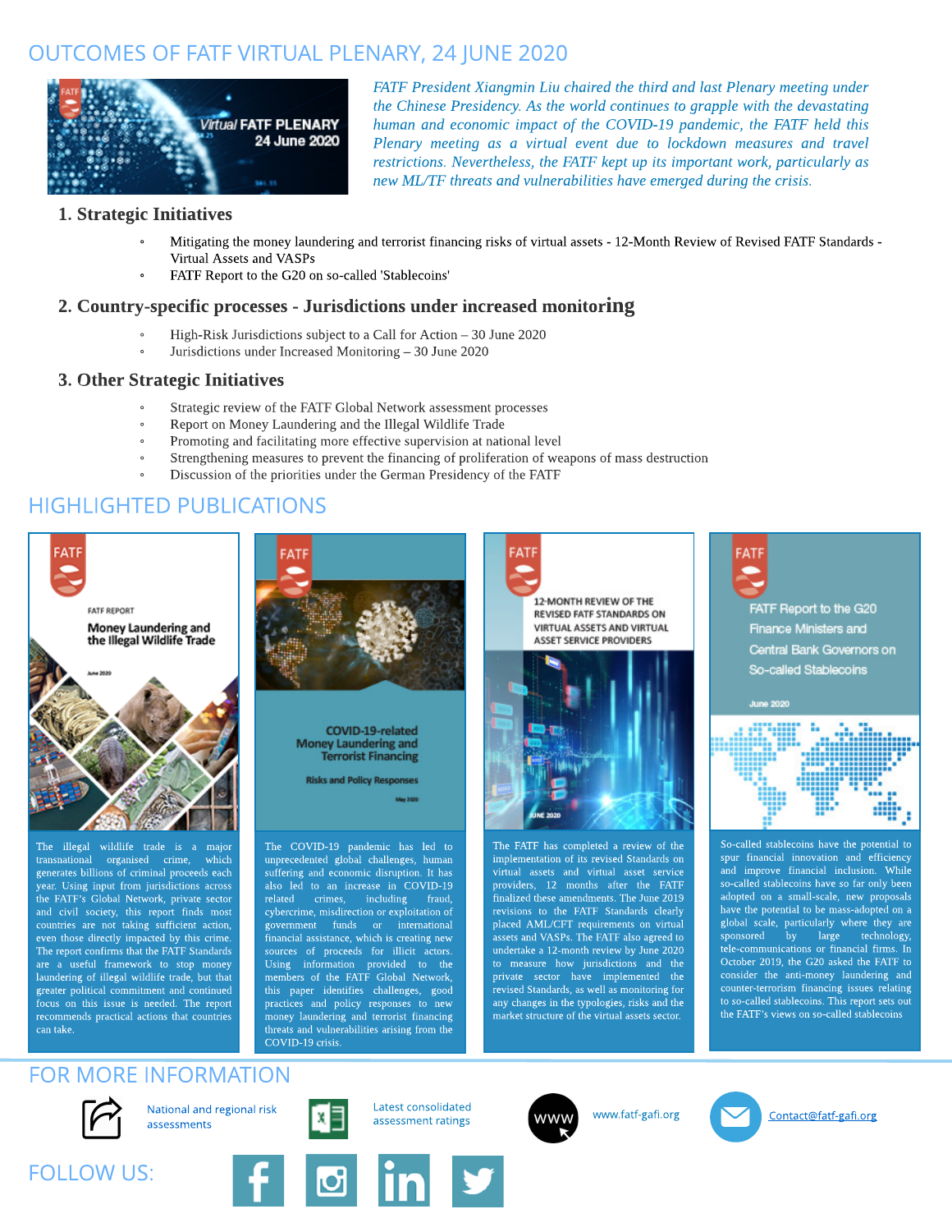# OUTCOMES OF FATF VIRTUAL PLENARY, 24 JUNE 2020

*FATF President Xiangmin Liu chaired the third and last Plenary meeting under the Chinese Presidency. As the world continues to grapple with the devastating human and economic impact of the COVID-19 pandemic, the FATF held this Plenary meeting as a virtual event due to lockdown measures and travel restrictions. Nevertheless, the FATF kept up its important work, particularly as new ML/TF threats and vulnerabilities have emerged during the crisis.*

## 1. Strategic Initiatives

- Mitigating the money laundering and terrorist financing risks of virtual assets - 12-Month Review of Revised FATF Standards - Virtual Assets and VASPs
- FATF Report to the G20 on so-called 'Stablecoins'

## 2. Country-specific processes - Jurisdictions under increased monitoring

- High-Risk Jurisdictions subject to a Call for Action – 30 June 2020
- Jurisdictions under Increased Monitoring – 30 June 2020

## 3. Other Strategic Initiatives

- Strategic review of the FATF Global Network assessment processes
- Report on Money Laundering and the Illegal Wildlife Trade
- Promoting and facilitating more effective supervision at national level
- Strengthening measures to prevent the financing of proliferation of weapons of mass destruction
- Discussion of the priorities under the German Presidency of the FATF

# HIGHLIGHTED PUBLICATIONS

**FATF REPORT – Money Laundering and the Illegal Wildlife Trade – June 2020**

The illegal wildlife trade is a major transnational organised crime, which generates billions of criminal proceeds each year. Using input from jurisdictions across the FATF's Global Network, private sector and civil society, this report finds most countries are not taking sufficient action, even those directly impacted by this crime. The report confirms that the FATF Standards are a useful framework to stop money laundering of illegal wildlife trade, but that greater political commitment and continued focus on this issue is needed. The report recommends practical actions that countries can take.

**COVID-19-related Money Laundering and Terrorist Financing – Risks and Policy Responses – May 2020**

The COVID-19 pandemic has led to unprecedented global challenges, human suffering and economic disruption. It has also led to an increase in COVID-19 related crimes, including fraud, cybercrime, misdirection or exploitation of government funds or international financial assistance, which is creating new sources of proceeds for illicit actors. Using information provided to the members of the FATF Global Network, this paper identifies challenges, good practices and policy responses to new money laundering and terrorist financing threats and vulnerabilities arising from the COVID-19 crisis.

**12-Month Review of the Revised FATF Standards on Virtual Assets and Virtual Asset Service Providers – June 2020**

The FATF has completed a review of the implementation of its revised Standards on virtual assets and virtual asset service providers, 12 months after the FATF finalized these amendments. The June 2019 revisions to the FATF Standards clearly placed AML/CFT requirements on virtual assets and VASPs. The FATF also agreed to undertake a 12-month review by June 2020 to measure how jurisdictions and the private sector have implemented the revised Standards, as well as monitoring for any changes in the typologies, risks and the market structure of the virtual assets sector.

**FATF Report to the G20 Finance Ministers and Central Bank Governors on So-called Stablecoins – June 2020**

So-called stablecoins have the potential to spur financial innovation and efficiency and improve financial inclusion. While so-called stablecoins have so far only been adopted on a small-scale, new proposals have the potential to be mass-adopted on a global scale, particularly where they are sponsored by large technology, tele-communications or financial firms. In October 2019, the G20 asked the FATF to consider the anti-money laundering and counter-terrorism financing issues relating to so-called stablecoins. This report sets out the FATF's views on so-called stablecoins

# FOR MORE INFORMATION

- National and regional risk assessments
- Latest consolidated assessment ratings
- www.fatf-gafi.org
- Contact@fatf-gafi.org

# FOLLOW US: